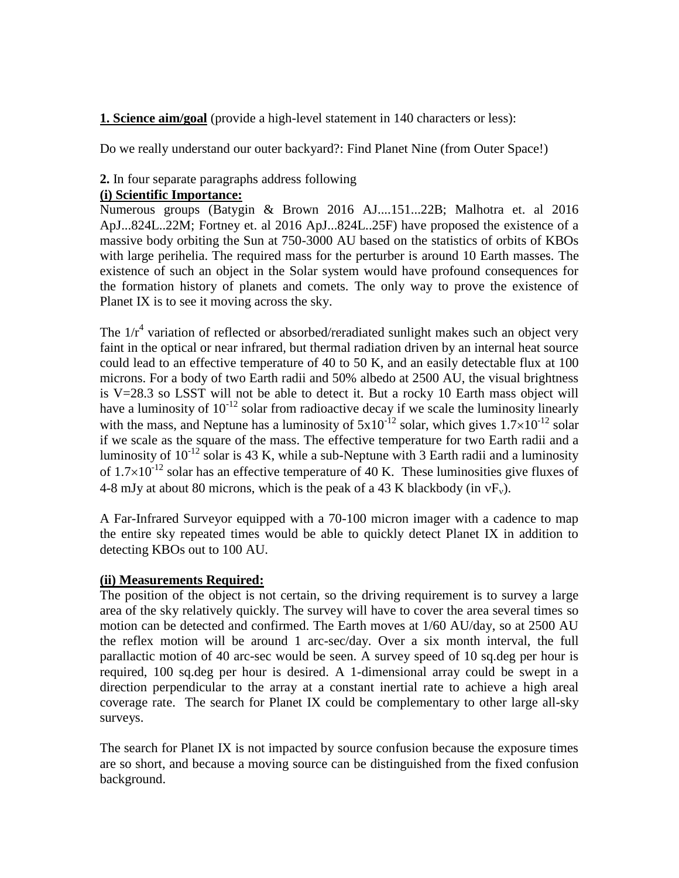**1. Science aim/goal** (provide a high-level statement in 140 characters or less):

Do we really understand our outer backyard?: Find Planet Nine (from Outer Space!)

**2.** In four separate paragraphs address following

**(i) Scientific Importance:**

Numerous groups (Batygin & Brown 2016 AJ....151...22B; Malhotra et. al 2016 ApJ...824L..22M; Fortney et. al 2016 ApJ...824L..25F) have proposed the existence of a massive body orbiting the Sun at 750-3000 AU based on the statistics of orbits of KBOs with large perihelia. The required mass for the perturber is around 10 Earth masses. The existence of such an object in the Solar system would have profound consequences for the formation history of planets and comets. The only way to prove the existence of Planet IX is to see it moving across the sky.

The $1/r^4$ variation of reflected or absorbed/reradiated sunlight makes such an object very faint in the optical or near infrared, but thermal radiation driven by an internal heat source could lead to an effective temperature of 40 to 50 K, and an easily detectable flux at 100 microns. For a body of two Earth radii and 50% albedo at 2500 AU, the visual brightness is V=28.3 so LSST will not be able to detect it. But a rocky 10 Earth mass object will have a luminosity of $10^{-12}$ solar from radioactive decay if we scale the luminosity linearly with the mass, and Neptune has a luminosity of $5\times10^{-12}$ solar, which gives $1.7\times10^{-12}$ solar if we scale as the square of the mass. The effective temperature for two Earth radii and a luminosity of $10^{-12}$ solar is 43 K, while a sub-Neptune with 3 Earth radii and a luminosity of $1.7\times10^{-12}$ solar has an effective temperature of 40 K. These luminosities give fluxes of 4-8 mJy at about 80 microns, which is the peak of a 43 K blackbody (in $\nu F_\nu$).

A Far-Infrared Surveyor equipped with a 70-100 micron imager with a cadence to map the entire sky repeated times would be able to quickly detect Planet IX in addition to detecting KBOs out to 100 AU.

**(ii) Measurements Required:**

The position of the object is not certain, so the driving requirement is to survey a large area of the sky relatively quickly. The survey will have to cover the area several times so motion can be detected and confirmed. The Earth moves at 1/60 AU/day, so at 2500 AU the reflex motion will be around 1 arc-sec/day. Over a six month interval, the full parallactic motion of 40 arc-sec would be seen. A survey speed of 10 sq.deg per hour is required, 100 sq.deg per hour is desired. A 1-dimensional array could be swept in a direction perpendicular to the array at a constant inertial rate to achieve a high areal coverage rate. The search for Planet IX could be complementary to other large all-sky surveys.

The search for Planet IX is not impacted by source confusion because the exposure times are so short, and because a moving source can be distinguished from the fixed confusion background.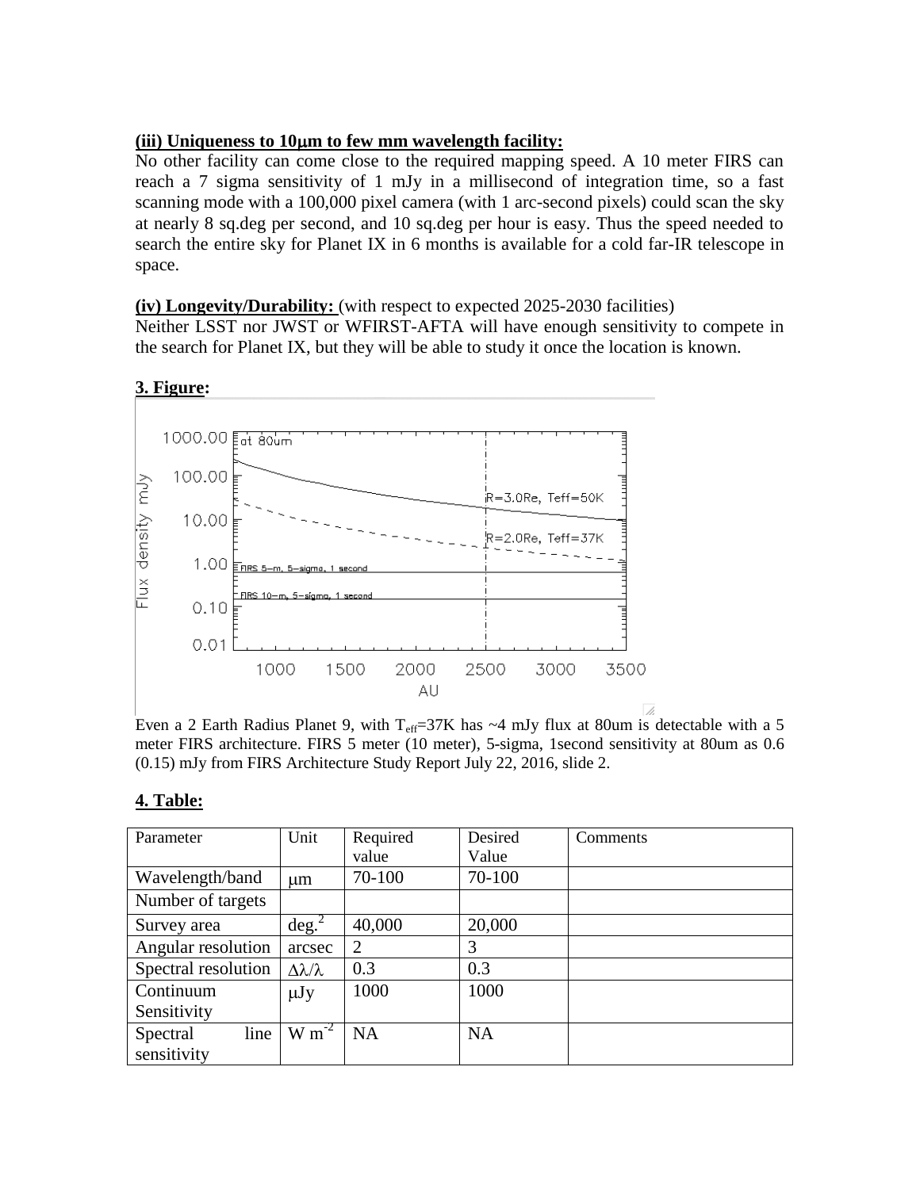**(iii) Uniqueness to 10μm to few mm wavelength facility:**
No other facility can come close to the required mapping speed. A 10 meter FIRS can reach a 7 sigma sensitivity of 1 mJy in a millisecond of integration time, so a fast scanning mode with a 100,000 pixel camera (with 1 arc-second pixels) could scan the sky at nearly 8 sq.deg per second, and 10 sq.deg per hour is easy. Thus the speed needed to search the entire sky for Planet IX in 6 months is available for a cold far-IR telescope in space.

**(iv) Longevity/Durability:** (with respect to expected 2025-2030 facilities)
Neither LSST nor JWST or WFIRST-AFTA will have enough sensitivity to compete in the search for Planet IX, but they will be able to study it once the location is known.

**3. Figure:**

Even a 2 Earth Radius Planet 9, with $T_{eff}$=37K has ~4 mJy flux at 80um is detectable with a 5 meter FIRS architecture. FIRS 5 meter (10 meter), 5-sigma, 1second sensitivity at 80um as 0.6 (0.15) mJy from FIRS Architecture Study Report July 22, 2016, slide 2.

**4. Table:**

| Parameter | Unit | Required value | Desired Value | Comments |
|---|---|---|---|---|
| Wavelength/band | μm | 70-100 | 70-100 | |
| Number of targets | | | | |
| Survey area | $deg.^2$ | 40,000 | 20,000 | |
| Angular resolution | arcsec | 2 | 3 | |
| Spectral resolution | $\Delta\lambda/\lambda$ | 0.3 | 0.3 | |
| Continuum Sensitivity | μJy | 1000 | 1000 | |
| Spectral line sensitivity | $W\ m^{-2}$ | NA | NA | |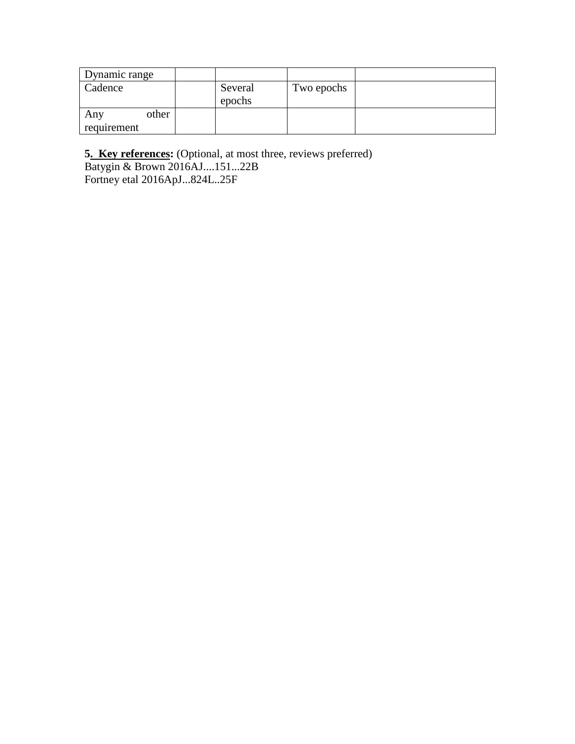| | | | | |
|---|---|---|---|---|
| Dynamic range | | | | |
| Cadence | | Several epochs | Two epochs | |
| Any other requirement | | | | |

**5. Key references:** (Optional, at most three, reviews preferred)
Batygin & Brown 2016AJ....151...22B
Fortney etal 2016ApJ...824L..25F